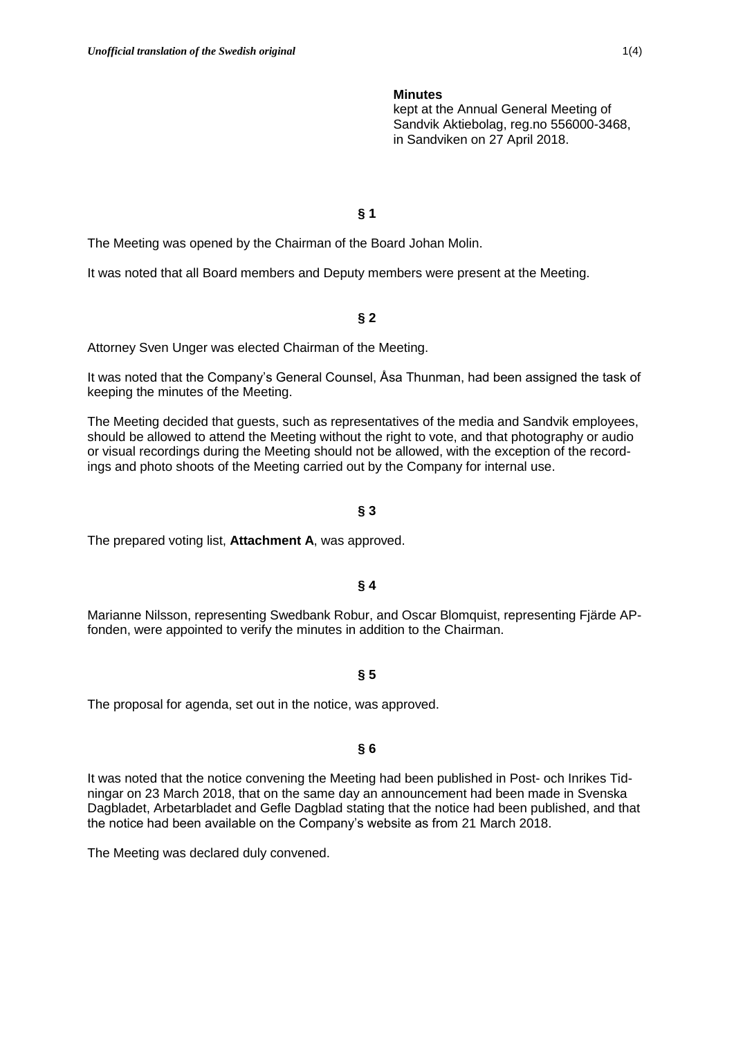*Unofficial translation of the Swedish original*

**Minutes**
kept at the Annual General Meeting of Sandvik Aktiebolag, reg.no 556000-3468, in Sandviken on 27 April 2018.

**§ 1**

The Meeting was opened by the Chairman of the Board Johan Molin.

It was noted that all Board members and Deputy members were present at the Meeting.

**§ 2**

Attorney Sven Unger was elected Chairman of the Meeting.

It was noted that the Company's General Counsel, Åsa Thunman, had been assigned the task of keeping the minutes of the Meeting.

The Meeting decided that guests, such as representatives of the media and Sandvik employees, should be allowed to attend the Meeting without the right to vote, and that photography or audio or visual recordings during the Meeting should not be allowed, with the exception of the recordings and photo shoots of the Meeting carried out by the Company for internal use.

**§ 3**

The prepared voting list, **Attachment A**, was approved.

**§ 4**

Marianne Nilsson, representing Swedbank Robur, and Oscar Blomquist, representing Fjärde AP-fonden, were appointed to verify the minutes in addition to the Chairman.

**§ 5**

The proposal for agenda, set out in the notice, was approved.

**§ 6**

It was noted that the notice convening the Meeting had been published in Post- och Inrikes Tidningar on 23 March 2018, that on the same day an announcement had been made in Svenska Dagbladet, Arbetarbladet and Gefle Dagblad stating that the notice had been published, and that the notice had been available on the Company's website as from 21 March 2018.

The Meeting was declared duly convened.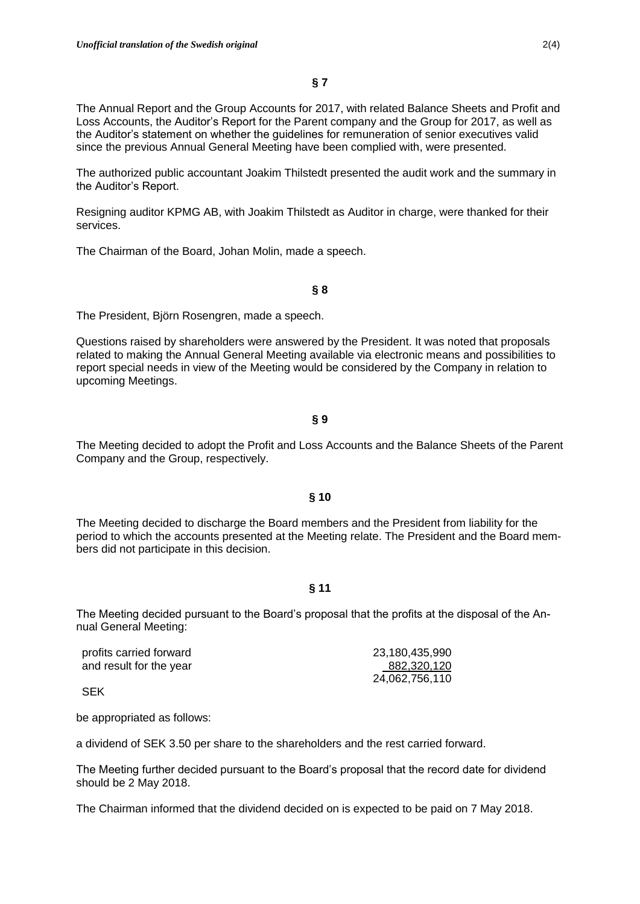## § 7

The Annual Report and the Group Accounts for 2017, with related Balance Sheets and Profit and Loss Accounts, the Auditor's Report for the Parent company and the Group for 2017, as well as the Auditor's statement on whether the guidelines for remuneration of senior executives valid since the previous Annual General Meeting have been complied with, were presented.

The authorized public accountant Joakim Thilstedt presented the audit work and the summary in the Auditor's Report.

Resigning auditor KPMG AB, with Joakim Thilstedt as Auditor in charge, were thanked for their services.

The Chairman of the Board, Johan Molin, made a speech.

## § 8

The President, Björn Rosengren, made a speech.

Questions raised by shareholders were answered by the President. It was noted that proposals related to making the Annual General Meeting available via electronic means and possibilities to report special needs in view of the Meeting would be considered by the Company in relation to upcoming Meetings.

## § 9

The Meeting decided to adopt the Profit and Loss Accounts and the Balance Sheets of the Parent Company and the Group, respectively.

## § 10

The Meeting decided to discharge the Board members and the President from liability for the period to which the accounts presented at the Meeting relate. The President and the Board members did not participate in this decision.

## § 11

The Meeting decided pursuant to the Board's proposal that the profits at the disposal of the Annual General Meeting:

| | |
|---|---|
| profits carried forward | 23,180,435,990 |
| and result for the year | 882,320,120 |
| | 24,062,756,110 |
| SEK | |

be appropriated as follows:

a dividend of SEK 3.50 per share to the shareholders and the rest carried forward.

The Meeting further decided pursuant to the Board's proposal that the record date for dividend should be 2 May 2018.

The Chairman informed that the dividend decided on is expected to be paid on 7 May 2018.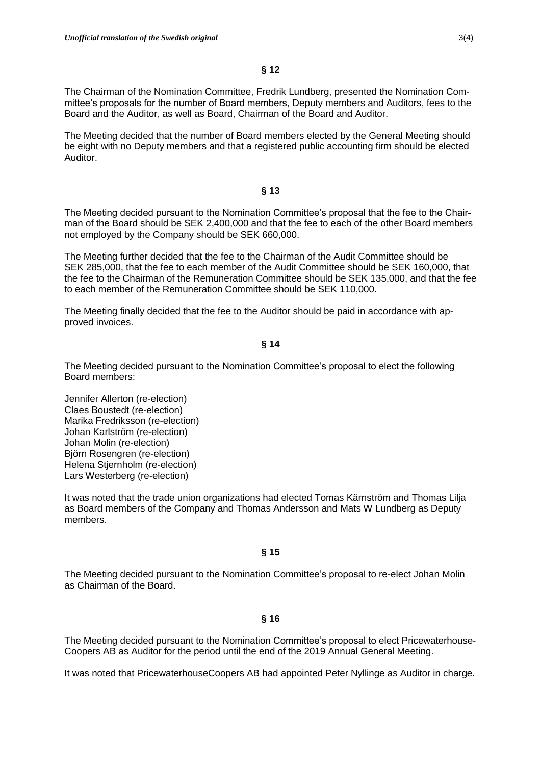**§ 12**

The Chairman of the Nomination Committee, Fredrik Lundberg, presented the Nomination Committee's proposals for the number of Board members, Deputy members and Auditors, fees to the Board and the Auditor, as well as Board, Chairman of the Board and Auditor.

The Meeting decided that the number of Board members elected by the General Meeting should be eight with no Deputy members and that a registered public accounting firm should be elected Auditor.

**§ 13**

The Meeting decided pursuant to the Nomination Committee's proposal that the fee to the Chairman of the Board should be SEK 2,400,000 and that the fee to each of the other Board members not employed by the Company should be SEK 660,000.

The Meeting further decided that the fee to the Chairman of the Audit Committee should be SEK 285,000, that the fee to each member of the Audit Committee should be SEK 160,000, that the fee to the Chairman of the Remuneration Committee should be SEK 135,000, and that the fee to each member of the Remuneration Committee should be SEK 110,000.

The Meeting finally decided that the fee to the Auditor should be paid in accordance with approved invoices.

**§ 14**

The Meeting decided pursuant to the Nomination Committee's proposal to elect the following Board members:

Jennifer Allerton (re-election)
Claes Boustedt (re-election)
Marika Fredriksson (re-election)
Johan Karlström (re-election)
Johan Molin (re-election)
Björn Rosengren (re-election)
Helena Stjernholm (re-election)
Lars Westerberg (re-election)

It was noted that the trade union organizations had elected Tomas Kärnström and Thomas Lilja as Board members of the Company and Thomas Andersson and Mats W Lundberg as Deputy members.

**§ 15**

The Meeting decided pursuant to the Nomination Committee's proposal to re-elect Johan Molin as Chairman of the Board.

**§ 16**

The Meeting decided pursuant to the Nomination Committee's proposal to elect PricewaterhouseCoopers AB as Auditor for the period until the end of the 2019 Annual General Meeting.

It was noted that PricewaterhouseCoopers AB had appointed Peter Nyllinge as Auditor in charge.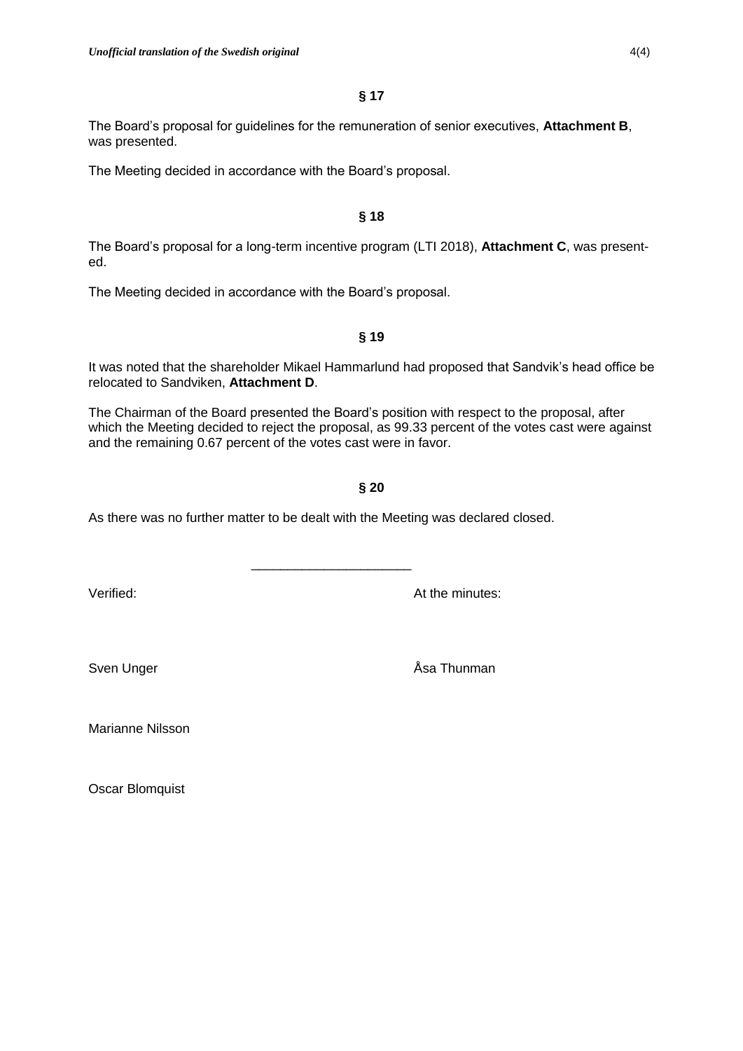**§ 17**

The Board's proposal for guidelines for the remuneration of senior executives, **Attachment B**, was presented.

The Meeting decided in accordance with the Board's proposal.

**§ 18**

The Board's proposal for a long-term incentive program (LTI 2018), **Attachment C**, was presented.

The Meeting decided in accordance with the Board's proposal.

**§ 19**

It was noted that the shareholder Mikael Hammarlund had proposed that Sandvik's head office be relocated to Sandviken, **Attachment D**.

The Chairman of the Board presented the Board's position with respect to the proposal, after which the Meeting decided to reject the proposal, as 99.33 percent of the votes cast were against and the remaining 0.67 percent of the votes cast were in favor.

**§ 20**

As there was no further matter to be dealt with the Meeting was declared closed.

______________________

Verified: At the minutes:

Sven Unger Åsa Thunman

Marianne Nilsson

Oscar Blomquist